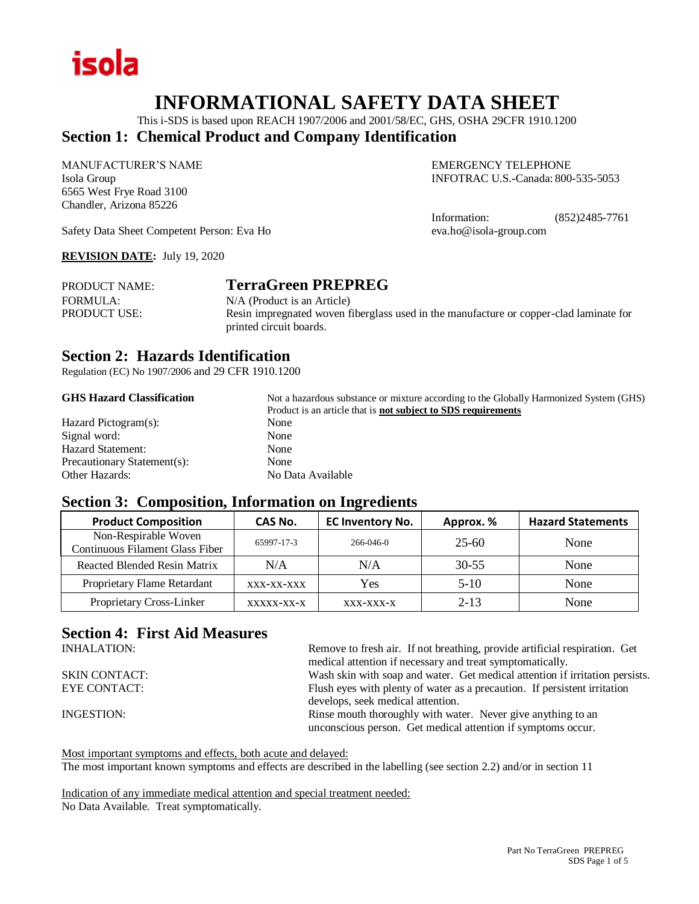isola

# INFORMATIONAL SAFETY DATA SHEET

This i-SDS is based upon REACH 1907/2006 and 2001/58/EC, GHS, OSHA 29CFR 1910.1200

## Section 1: Chemical Product and Company Identification

MANUFACTURER'S NAME
Isola Group
6565 West Frye Road 3100
Chandler, Arizona 85226

EMERGENCY TELEPHONE
INFOTRAC U.S.-Canada: 800-535-5053

Information: (852)2485-7761
eva.ho@isola-group.com

Safety Data Sheet Competent Person: Eva Ho

**REVISION DATE:** July 19, 2020

PRODUCT NAME: **TerraGreen PREPREG**
FORMULA: N/A (Product is an Article)
PRODUCT USE: Resin impregnated woven fiberglass used in the manufacture or copper-clad laminate for printed circuit boards.

## Section 2: Hazards Identification

Regulation (EC) No 1907/2006 and 29 CFR 1910.1200

**GHS Hazard Classification** Not a hazardous substance or mixture according to the Globally Harmonized System (GHS) Product is an article that is **not subject to SDS requirements**

Hazard Pictogram(s): None
Signal word: None
Hazard Statement: None
Precautionary Statement(s): None
Other Hazards: No Data Available

## Section 3: Composition, Information on Ingredients

| Product Composition | CAS No. | EC Inventory No. | Approx. % | Hazard Statements |
|---|---|---|---|---|
| Non-Respirable Woven Continuous Filament Glass Fiber | 65997-17-3 | 266-046-0 | 25-60 | None |
| Reacted Blended Resin Matrix | N/A | N/A | 30-55 | None |
| Proprietary Flame Retardant | xxx-xx-xxx | Yes | 5-10 | None |
| Proprietary Cross-Linker | xxxxx-xx-x | xxx-xxx-x | 2-13 | None |

## Section 4: First Aid Measures

INHALATION: Remove to fresh air. If not breathing, provide artificial respiration. Get medical attention if necessary and treat symptomatically.

SKIN CONTACT: Wash skin with soap and water. Get medical attention if irritation persists.

EYE CONTACT: Flush eyes with plenty of water as a precaution. If persistent irritation develops, seek medical attention.

INGESTION: Rinse mouth thoroughly with water. Never give anything to an unconscious person. Get medical attention if symptoms occur.

Most important symptoms and effects, both acute and delayed:
The most important known symptoms and effects are described in the labelling (see section 2.2) and/or in section 11

Indication of any immediate medical attention and special treatment needed:
No Data Available. Treat symptomatically.

Part No TerraGreen PREPREG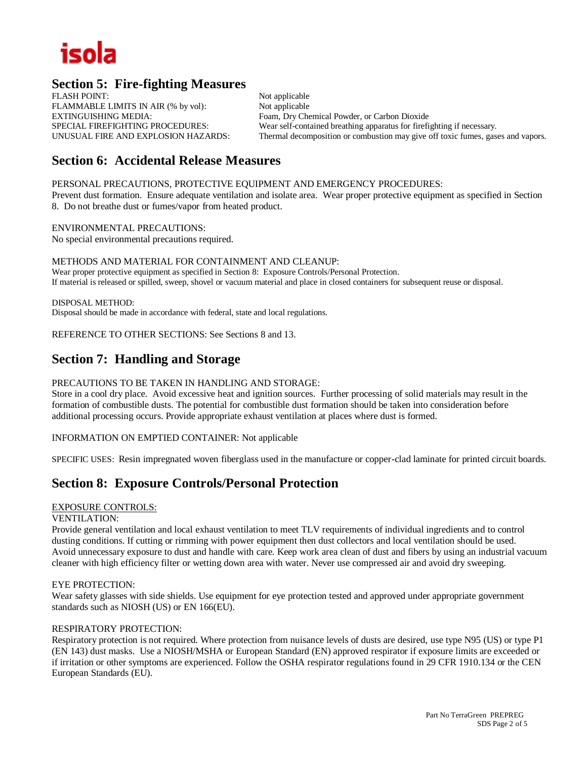isola

## Section 5: Fire-fighting Measures

| | |
|---|---|
| FLASH POINT: | Not applicable |
| FLAMMABLE LIMITS IN AIR (% by vol): | Not applicable |
| EXTINGUISHING MEDIA: | Foam, Dry Chemical Powder, or Carbon Dioxide |
| SPECIAL FIREFIGHTING PROCEDURES: | Wear self-contained breathing apparatus for firefighting if necessary. |
| UNUSUAL FIRE AND EXPLOSION HAZARDS: | Thermal decomposition or combustion may give off toxic fumes, gases and vapors. |

## Section 6: Accidental Release Measures

PERSONAL PRECAUTIONS, PROTECTIVE EQUIPMENT AND EMERGENCY PROCEDURES:
Prevent dust formation. Ensure adequate ventilation and isolate area. Wear proper protective equipment as specified in Section 8. Do not breathe dust or fumes/vapor from heated product.

ENVIRONMENTAL PRECAUTIONS:
No special environmental precautions required.

METHODS AND MATERIAL FOR CONTAINMENT AND CLEANUP:
Wear proper protective equipment as specified in Section 8: Exposure Controls/Personal Protection.
If material is released or spilled, sweep, shovel or vacuum material and place in closed containers for subsequent reuse or disposal.

DISPOSAL METHOD:
Disposal should be made in accordance with federal, state and local regulations.

REFERENCE TO OTHER SECTIONS: See Sections 8 and 13.

## Section 7: Handling and Storage

PRECAUTIONS TO BE TAKEN IN HANDLING AND STORAGE:
Store in a cool dry place. Avoid excessive heat and ignition sources. Further processing of solid materials may result in the formation of combustible dusts. The potential for combustible dust formation should be taken into consideration before additional processing occurs. Provide appropriate exhaust ventilation at places where dust is formed.

INFORMATION ON EMPTIED CONTAINER: Not applicable

SPECIFIC USES: Resin impregnated woven fiberglass used in the manufacture or copper-clad laminate for printed circuit boards.

## Section 8: Exposure Controls/Personal Protection

EXPOSURE CONTROLS:

VENTILATION:
Provide general ventilation and local exhaust ventilation to meet TLV requirements of individual ingredients and to control dusting conditions. If cutting or rimming with power equipment then dust collectors and local ventilation should be used. Avoid unnecessary exposure to dust and handle with care. Keep work area clean of dust and fibers by using an industrial vacuum cleaner with high efficiency filter or wetting down area with water. Never use compressed air and avoid dry sweeping.

EYE PROTECTION:
Wear safety glasses with side shields. Use equipment for eye protection tested and approved under appropriate government standards such as NIOSH (US) or EN 166(EU).

RESPIRATORY PROTECTION:
Respiratory protection is not required. Where protection from nuisance levels of dusts are desired, use type N95 (US) or type P1 (EN 143) dust masks. Use a NIOSH/MSHA or European Standard (EN) approved respirator if exposure limits are exceeded or if irritation or other symptoms are experienced. Follow the OSHA respirator regulations found in 29 CFR 1910.134 or the CEN European Standards (EU).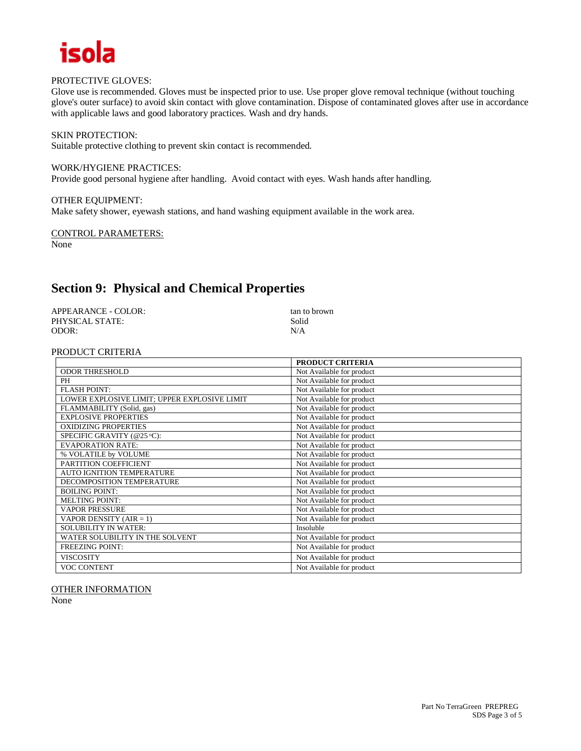PROTECTIVE GLOVES:
Glove use is recommended. Gloves must be inspected prior to use. Use proper glove removal technique (without touching glove's outer surface) to avoid skin contact with glove contamination. Dispose of contaminated gloves after use in accordance with applicable laws and good laboratory practices. Wash and dry hands.

SKIN PROTECTION:
Suitable protective clothing to prevent skin contact is recommended.

WORK/HYGIENE PRACTICES:
Provide good personal hygiene after handling. Avoid contact with eyes. Wash hands after handling.

OTHER EQUIPMENT:
Make safety shower, eyewash stations, and hand washing equipment available in the work area.

CONTROL PARAMETERS:
None

## Section 9: Physical and Chemical Properties

| | |
|---|---|
| APPEARANCE - COLOR: | tan to brown |
| PHYSICAL STATE: | Solid |
| ODOR: | N/A |

PRODUCT CRITERIA

| | PRODUCT CRITERIA |
|---|---|
| ODOR THRESHOLD | Not Available for product |
| PH | Not Available for product |
| FLASH POINT: | Not Available for product |
| LOWER EXPLOSIVE LIMIT; UPPER EXPLOSIVE LIMIT | Not Available for product |
| FLAMMABILITY (Solid, gas) | Not Available for product |
| EXPLOSIVE PROPERTIES | Not Available for product |
| OXIDIZING PROPERTIES | Not Available for product |
| SPECIFIC GRAVITY (@25 °C): | Not Available for product |
| EVAPORATION RATE: | Not Available for product |
| % VOLATILE by VOLUME | Not Available for product |
| PARTITION COEFFICIENT | Not Available for product |
| AUTO IGNITION TEMPERATURE | Not Available for product |
| DECOMPOSITION TEMPERATURE | Not Available for product |
| BOILING POINT: | Not Available for product |
| MELTING POINT: | Not Available for product |
| VAPOR PRESSURE | Not Available for product |
| VAPOR DENSITY (AIR = 1) | Not Available for product |
| SOLUBILITY IN WATER: | Insoluble |
| WATER SOLUBILITY IN THE SOLVENT | Not Available for product |
| FREEZING POINT: | Not Available for product |
| VISCOSITY | Not Available for product |
| VOC CONTENT | Not Available for product |

OTHER INFORMATION
None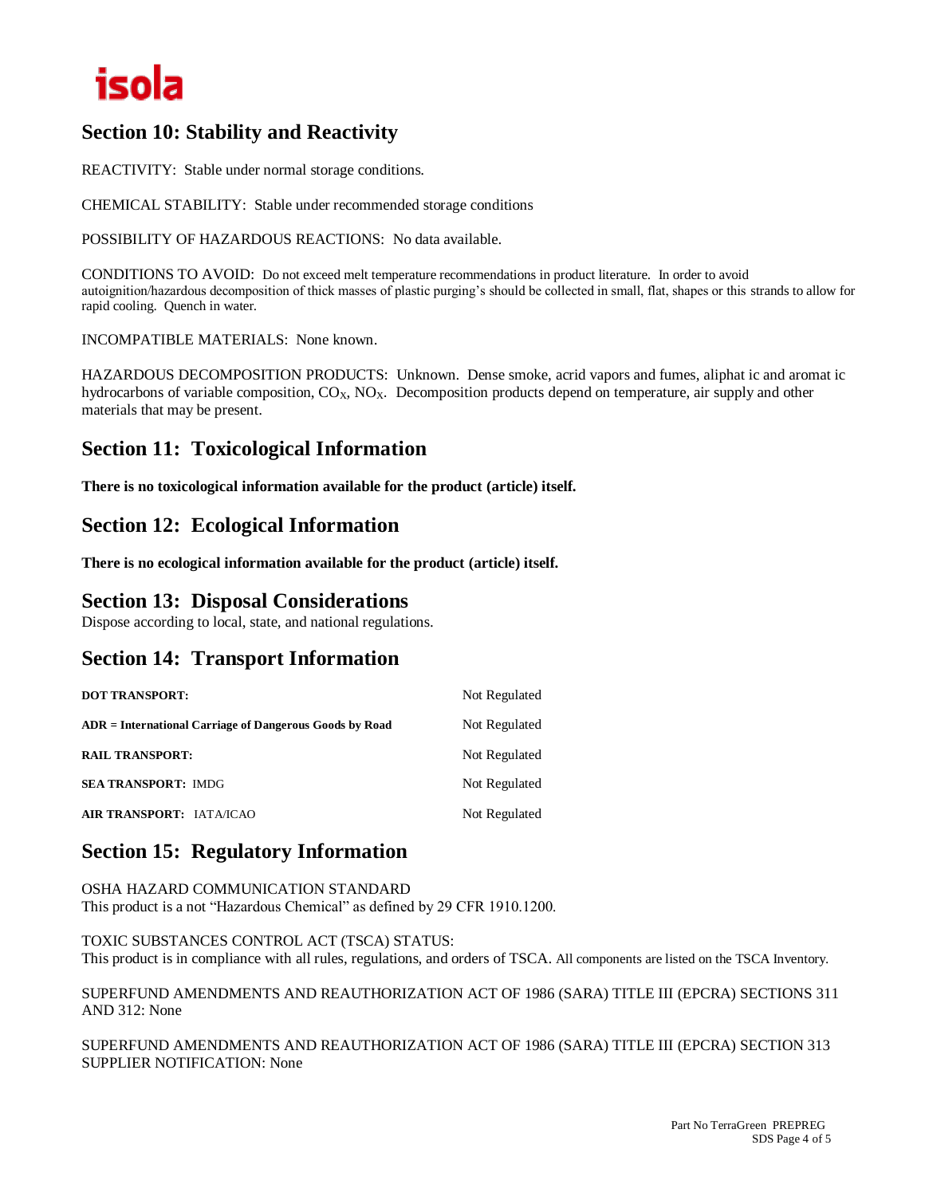## Section 10: Stability and Reactivity

REACTIVITY: Stable under normal storage conditions.

CHEMICAL STABILITY: Stable under recommended storage conditions

POSSIBILITY OF HAZARDOUS REACTIONS: No data available.

CONDITIONS TO AVOID: Do not exceed melt temperature recommendations in product literature. In order to avoid autoignition/hazardous decomposition of thick masses of plastic purging's should be collected in small, flat, shapes or this strands to allow for rapid cooling. Quench in water.

INCOMPATIBLE MATERIALS: None known.

HAZARDOUS DECOMPOSITION PRODUCTS: Unknown. Dense smoke, acrid vapors and fumes, aliphat ic and aromat ic hydrocarbons of variable composition, $CO_X$, $NO_X$. Decomposition products depend on temperature, air supply and other materials that may be present.

## Section 11: Toxicological Information

**There is no toxicological information available for the product (article) itself.**

## Section 12: Ecological Information

**There is no ecological information available for the product (article) itself.**

## Section 13: Disposal Considerations

Dispose according to local, state, and national regulations.

## Section 14: Transport Information

| | |
|---|---|
| **DOT TRANSPORT:** | Not Regulated |
| **ADR = International Carriage of Dangerous Goods by Road** | Not Regulated |
| **RAIL TRANSPORT:** | Not Regulated |
| **SEA TRANSPORT:** IMDG | Not Regulated |
| **AIR TRANSPORT:** IATA/ICAO | Not Regulated |

## Section 15: Regulatory Information

OSHA HAZARD COMMUNICATION STANDARD
This product is a not "Hazardous Chemical" as defined by 29 CFR 1910.1200.

TOXIC SUBSTANCES CONTROL ACT (TSCA) STATUS:
This product is in compliance with all rules, regulations, and orders of TSCA. All components are listed on the TSCA Inventory.

SUPERFUND AMENDMENTS AND REAUTHORIZATION ACT OF 1986 (SARA) TITLE III (EPCRA) SECTIONS 311 AND 312: None

SUPERFUND AMENDMENTS AND REAUTHORIZATION ACT OF 1986 (SARA) TITLE III (EPCRA) SECTION 313 SUPPLIER NOTIFICATION: None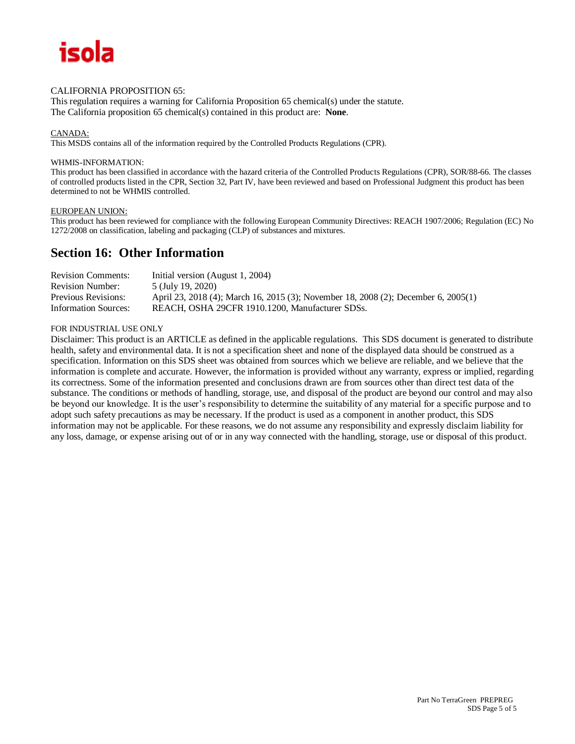CALIFORNIA PROPOSITION 65:
This regulation requires a warning for California Proposition 65 chemical(s) under the statute.
The California proposition 65 chemical(s) contained in this product are: **None**.

CANADA:
This MSDS contains all of the information required by the Controlled Products Regulations (CPR).

WHMIS-INFORMATION:
This product has been classified in accordance with the hazard criteria of the Controlled Products Regulations (CPR), SOR/88-66. The classes of controlled products listed in the CPR, Section 32, Part IV, have been reviewed and based on Professional Judgment this product has been determined to not be WHMIS controlled.

EUROPEAN UNION:
This product has been reviewed for compliance with the following European Community Directives: REACH 1907/2006; Regulation (EC) No 1272/2008 on classification, labeling and packaging (CLP) of substances and mixtures.

## Section 16: Other Information

| | |
|---|---|
| Revision Comments: | Initial version (August 1, 2004) |
| Revision Number: | 5 (July 19, 2020) |
| Previous Revisions: | April 23, 2018 (4); March 16, 2015 (3); November 18, 2008 (2); December 6, 2005(1) |
| Information Sources: | REACH, OSHA 29CFR 1910.1200, Manufacturer SDSs. |

FOR INDUSTRIAL USE ONLY
Disclaimer: This product is an ARTICLE as defined in the applicable regulations. This SDS document is generated to distribute health, safety and environmental data. It is not a specification sheet and none of the displayed data should be construed as a specification. Information on this SDS sheet was obtained from sources which we believe are reliable, and we believe that the information is complete and accurate. However, the information is provided without any warranty, express or implied, regarding its correctness. Some of the information presented and conclusions drawn are from sources other than direct test data of the substance. The conditions or methods of handling, storage, use, and disposal of the product are beyond our control and may also be beyond our knowledge. It is the user's responsibility to determine the suitability of any material for a specific purpose and to adopt such safety precautions as may be necessary. If the product is used as a component in another product, this SDS information may not be applicable. For these reasons, we do not assume any responsibility and expressly disclaim liability for any loss, damage, or expense arising out of or in any way connected with the handling, storage, use or disposal of this product.